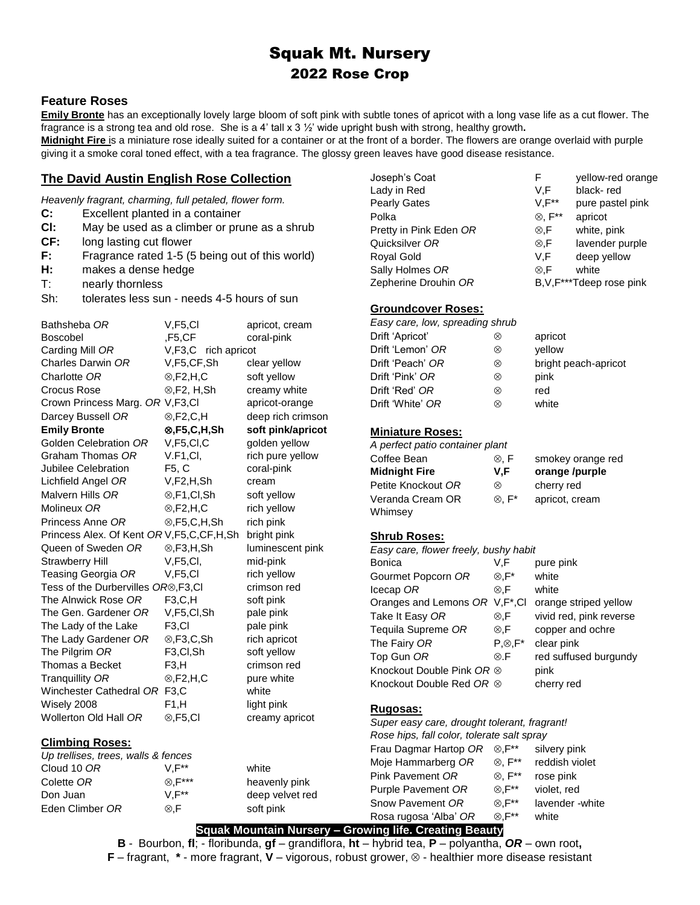# Squak Mt. Nursery
## 2022 Rose Crop

### Feature Roses

**Emily Bronte** has an exceptionally lovely large bloom of soft pink with subtle tones of apricot with a long vase life as a cut flower. The fragrance is a strong tea and old rose. She is a 4' tall x 3 ½' wide upright bush with strong, healthy growth**.**

**Midnight Fire** is a miniature rose ideally suited for a container or at the front of a border. The flowers are orange overlaid with purple giving it a smoke coral toned effect, with a tea fragrance. The glossy green leaves have good disease resistance.

### The David Austin English Rose Collection

*Heavenly fragrant, charming, full petaled, flower form.*

- **C:** Excellent planted in a container
- **Cl:** May be used as a climber or prune as a shrub
- **CF:** long lasting cut flower
- **F:** Fragrance rated 1-5 (5 being out of this world)
- **H:** makes a dense hedge
- T: nearly thornless
- Sh: tolerates less sun - needs 4-5 hours of sun

| Rose | Traits | Color |
|---|---|---|
| Bathsheba *OR* | V,F5,Cl | apricot, cream |
| Boscobel | ,F5,CF | coral-pink |
| Carding Mill *OR* | V,F3,C | rich apricot |
| Charles Darwin *OR* | V,F5,CF,Sh | clear yellow |
| Charlotte *OR* | ⊗,F2,H,C | soft yellow |
| Crocus Rose | ⊗,F2, H,Sh | creamy white |
| Crown Princess Marg. *OR* | V,F3,Cl | apricot-orange |
| Darcey Bussell *OR* | ⊗,F2,C,H | deep rich crimson |
| **Emily Bronte** | **⊗,F5,C,H,Sh** | **soft pink/apricot** |
| Golden Celebration *OR* | V,F5,Cl,C | golden yellow |
| Graham Thomas *OR* | V.F1,Cl, | rich pure yellow |
| Jubilee Celebration | F5, C | coral-pink |
| Lichfield Angel *OR* | V,F2,H,Sh | cream |
| Malvern Hills *OR* | ⊗,F1,Cl,Sh | soft yellow |
| Molineux *OR* | ⊗,F2,H,C | rich yellow |
| Princess Anne *OR* | ⊗,F5,C,H,Sh | rich pink |
| Princess Alex. Of Kent *OR* | V,F5,C,CF,H,Sh | bright pink |
| Queen of Sweden *OR* | ⊗,F3,H,Sh | luminescent pink |
| Strawberry Hill | V,F5,Cl, | mid-pink |
| Teasing Georgia *OR* | V,F5,Cl | rich yellow |
| Tess of the Durbervilles *OR* | ⊗,F3,Cl | crimson red |
| The Alnwick Rose *OR* | F3,C,H | soft pink |
| The Gen. Gardener *OR* | V,F5,Cl,Sh | pale pink |
| The Lady of the Lake | F3,Cl | pale pink |
| The Lady Gardener *OR* | ⊗,F3,C,Sh | rich apricot |
| The Pilgrim *OR* | F3,Cl,Sh | soft yellow |
| Thomas a Becket | F3,H | crimson red |
| Tranquillity *OR* | ⊗,F2,H,C | pure white |
| Winchester Cathedral *OR* | F3,C | white |
| Wisely 2008 | F1,H | light pink |
| Wollerton Old Hall *OR* | ⊗,F5,Cl | creamy apricot |

### Climbing Roses:

*Up trellises, trees, walls & fences*

| Rose | Traits | Color |
|---|---|---|
| Cloud 10 *OR* | V,F** | white |
| Colette *OR* | ⊗,F*** | heavenly pink |
| Don Juan | V,F** | deep velvet red |
| Eden Climber *OR* | ⊗,F | soft pink |
| Joseph's Coat | F | yellow-red orange |
| Lady in Red | V,F | black- red |
| Pearly Gates | V,F** | pure pastel pink |
| Polka | ⊗, F** | apricot |
| Pretty in Pink Eden *OR* | ⊗,F | white, pink |
| Quicksilver *OR* | ⊗,F | lavender purple |
| Royal Gold | V,F | deep yellow |
| Sally Holmes *OR* | ⊗,F | white |
| Zepherine Drouhin *OR* | B,V,F***T | deep rose pink |

### Groundcover Roses:

*Easy care, low, spreading shrub*

| Rose | Traits | Color |
|---|---|---|
| Drift 'Apricot' | ⊗ | apricot |
| Drift 'Lemon' *OR* | ⊗ | yellow |
| Drift 'Peach' *OR* | ⊗ | bright peach-apricot |
| Drift 'Pink' *OR* | ⊗ | pink |
| Drift 'Red' *OR* | ⊗ | red |
| Drift 'White' *OR* | ⊗ | white |

### Miniature Roses:

*A perfect patio container plant*

| Rose | Traits | Color |
|---|---|---|
| Coffee Bean | ⊗, F | smokey orange red |
| **Midnight Fire** | **V,F** | **orange /purple** |
| Petite Knockout *OR* | ⊗ | cherry red |
| Veranda Cream OR | ⊗, F* | apricot, cream |
| Whimsey | | |

### Shrub Roses:

*Easy care, flower freely, bushy habit*

| Rose | Traits | Color |
|---|---|---|
| Bonica | V,F | pure pink |
| Gourmet Popcorn *OR* | ⊗,F* | white |
| Icecap *OR* | ⊗,F | white |
| Oranges and Lemons *OR* | V,F*,Cl | orange striped yellow |
| Take It Easy *OR* | ⊗,F | vivid red, pink reverse |
| Tequila Supreme *OR* | ⊗,F | copper and ochre |
| The Fairy *OR* | P,⊗,F* | clear pink |
| Top Gun *OR* | ⊗.F | red suffused burgundy |
| Knockout Double Pink *OR* | ⊗ | pink |
| Knockout Double Red *OR* | ⊗ | cherry red |

### Rugosas:

*Super easy care, drought tolerant, fragrant!*
*Rose hips, fall color, tolerate salt spray*

| Rose | Traits | Color |
|---|---|---|
| Frau Dagmar Hartop *OR* | ⊗,F** | silvery pink |
| Moje Hammarberg *OR* | ⊗, F** | reddish violet |
| Pink Pavement *OR* | ⊗, F** | rose pink |
| Purple Pavement *OR* | ⊗,F** | violet, red |
| Snow Pavement *OR* | ⊗,F** | lavender -white |
| Rosa rugosa 'Alba' *OR* | ⊗,F** | white |

**Squak Mountain Nursery – Growing life. Creating Beauty**

**B** - Bourbon, **fl**; - floribunda, **gf** – grandiflora, **ht** – hybrid tea, **P** – polyantha, ***OR*** – own root**,**
**F** – fragrant, **\*** - more fragrant, **V** – vigorous, robust grower, ⊗ - healthier more disease resistant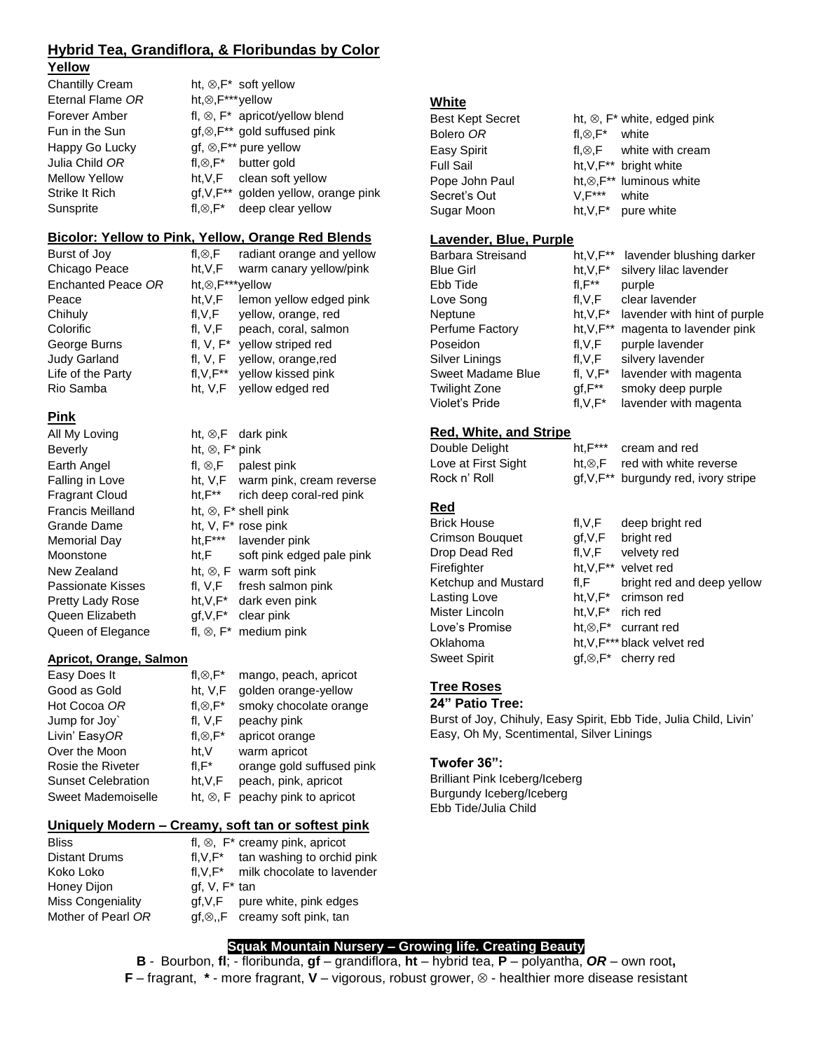## Hybrid Tea, Grandiflora, & Floribundas by Color

### Yellow

| | | |
|---|---|---|
| Chantilly Cream | ht, ⊗,F* | soft yellow |
| Eternal Flame *OR* | ht,⊗,F*** | yellow |
| Forever Amber | fl, ⊗, F* | apricot/yellow blend |
| Fun in the Sun | gf,⊗,F** | gold suffused pink |
| Happy Go Lucky | gf, ⊗,F** | pure yellow |
| Julia Child *OR* | fl,⊗,F* | butter gold |
| Mellow Yellow | ht,V,F | clean soft yellow |
| Strike It Rich | gf,V,F** | golden yellow, orange pink |
| Sunsprite | fl,⊗,F* | deep clear yellow |

### Bicolor: Yellow to Pink, Yellow, Orange Red Blends

| | | |
|---|---|---|
| Burst of Joy | fl,⊗,F | radiant orange and yellow |
| Chicago Peace | ht,V,F | warm canary yellow/pink |
| Enchanted Peace *OR* | ht,⊗,F*** | yellow |
| Peace | ht,V,F | lemon yellow edged pink |
| Chihuly | fl,V,F | yellow, orange, red |
| Colorific | fl, V,F | peach, coral, salmon |
| George Burns | fl, V, F* | yellow striped red |
| Judy Garland | fl, V, F | yellow, orange,red |
| Life of the Party | fl,V,F** | yellow kissed pink |
| Rio Samba | ht, V,F | yellow edged red |

### Pink

| | | |
|---|---|---|
| All My Loving | ht, ⊗,F | dark pink |
| Beverly | ht, ⊗, F* | pink |
| Earth Angel | fl, ⊗,F | palest pink |
| Falling in Love | ht, V,F | warm pink, cream reverse |
| Fragrant Cloud | ht,F** | rich deep coral-red pink |
| Francis Meilland | ht, ⊗, F* | shell pink |
| Grande Dame | ht, V, F* | rose pink |
| Memorial Day | ht,F*** | lavender pink |
| Moonstone | ht,F | soft pink edged pale pink |
| New Zealand | ht, ⊗, F | warm soft pink |
| Passionate Kisses | fl, V,F | fresh salmon pink |
| Pretty Lady Rose | ht,V,F* | dark even pink |
| Queen Elizabeth | gf,V,F* | clear pink |
| Queen of Elegance | fl, ⊗, F* | medium pink |

### Apricot, Orange, Salmon

| | | |
|---|---|---|
| Easy Does It | fl,⊗,F* | mango, peach, apricot |
| Good as Gold | ht, V,F | golden orange-yellow |
| Hot Cocoa *OR* | fl,⊗,F* | smoky chocolate orange |
| Jump for Joy` | fl, V,F | peachy pink |
| Livin' Easy*OR* | fl,⊗,F* | apricot orange |
| Over the Moon | ht,V | warm apricot |
| Rosie the Riveter | fl,F* | orange gold suffused pink |
| Sunset Celebration | ht,V,F | peach, pink, apricot |
| Sweet Mademoiselle | ht, ⊗, F | peachy pink to apricot |

### Uniquely Modern – Creamy, soft tan or softest pink

| | | |
|---|---|---|
| Bliss | fl, ⊗, F* | creamy pink, apricot |
| Distant Drums | fl,V,F* | tan washing to orchid pink |
| Koko Loko | fl,V,F* | milk chocolate to lavender |
| Honey Dijon | gf, V, F* | tan |
| Miss Congeniality | gf,V,F | pure white, pink edges |
| Mother of Pearl *OR* | gf,⊗,,F | creamy soft pink, tan |

### White

| | | |
|---|---|---|
| Best Kept Secret | ht, ⊗, F* | white, edged pink |
| Bolero *OR* | fl,⊗,F* | white |
| Easy Spirit | fl,⊗,F | white with cream |
| Full Sail | ht,V,F** | bright white |
| Pope John Paul | ht,⊗,F** | luminous white |
| Secret's Out | V,F*** | white |
| Sugar Moon | ht,V,F* | pure white |

### Lavender, Blue, Purple

| | | |
|---|---|---|
| Barbara Streisand | ht,V,F** | lavender blushing darker |
| Blue Girl | ht,V,F* | silvery lilac lavender |
| Ebb Tide | fl,F** | purple |
| Love Song | fl,V,F | clear lavender |
| Neptune | ht,V,F* | lavender with hint of purple |
| Perfume Factory | ht,V,F** | magenta to lavender pink |
| Poseidon | fl,V,F | purple lavender |
| Silver Linings | fl,V,F | silvery lavender |
| Sweet Madame Blue | fl, V,F* | lavender with magenta |
| Twilight Zone | gf,F** | smoky deep purple |
| Violet's Pride | fl,V,F* | lavender with magenta |

### Red, White, and Stripe

| | | |
|---|---|---|
| Double Delight | ht,F*** | cream and red |
| Love at First Sight | ht,⊗,F | red with white reverse |
| Rock n' Roll | gf,V,F** | burgundy red, ivory stripe |

### Red

| | | |
|---|---|---|
| Brick House | fl,V,F | deep bright red |
| Crimson Bouquet | gf,V,F | bright red |
| Drop Dead Red | fl,V,F | velvety red |
| Firefighter | ht,V,F** | velvet red |
| Ketchup and Mustard | fl,F | bright red and deep yellow |
| Lasting Love | ht,V,F* | crimson red |
| Mister Lincoln | ht,V,F* | rich red |
| Love's Promise | ht,⊗,F* | currant red |
| Oklahoma | ht,V,F*** | black velvet red |
| Sweet Spirit | gf,⊗,F* | cherry red |

### Tree Roses

**24" Patio Tree:**

Burst of Joy, Chihuly, Easy Spirit, Ebb Tide, Julia Child, Livin' Easy, Oh My, Scentimental, Silver Linings

**Twofer 36":**

Brilliant Pink Iceberg/Iceberg
Burgundy Iceberg/Iceberg
Ebb Tide/Julia Child

**Squak Mountain Nursery – Growing life. Creating Beauty**

**B** - Bourbon, **fl**; - floribunda, **gf** – grandiflora, **ht** – hybrid tea, **P** – polyantha, ***OR*** – own root,
**F** – fragrant, **\*** - more fragrant, **V** – vigorous, robust grower, ⊗ - healthier more disease resistant